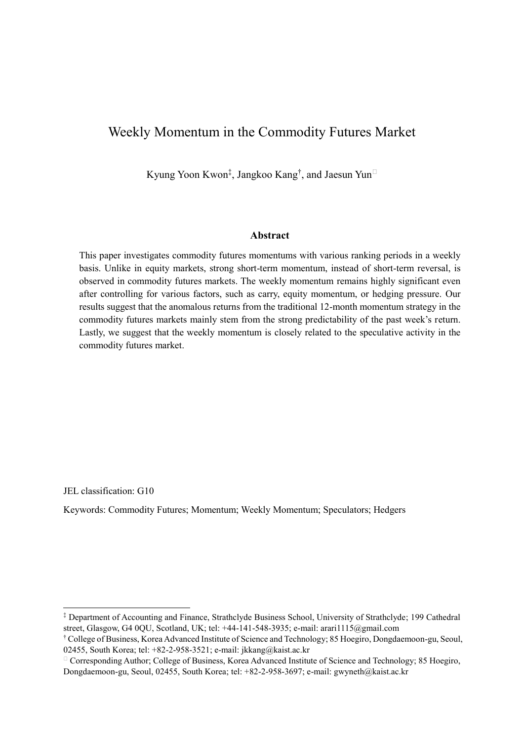# Weekly Momentum in the Commodity Futures Market

Kyung Yoon Kwon[‡], Jangkoo Kang[†], and Jaesun Yun[□]

### Abstract

This paper investigates commodity futures momentums with various ranking periods in a weekly basis. Unlike in equity markets, strong short-term momentum, instead of short-term reversal, is observed in commodity futures markets. The weekly momentum remains highly significant even after controlling for various factors, such as carry, equity momentum, or hedging pressure. Our results suggest that the anomalous returns from the traditional 12-month momentum strategy in the commodity futures markets mainly stem from the strong predictability of the past week's return. Lastly, we suggest that the weekly momentum is closely related to the speculative activity in the commodity futures market.

JEL classification: G10

Keywords: Commodity Futures; Momentum; Weekly Momentum; Speculators; Hedgers

---

[‡] Department of Accounting and Finance, Strathclyde Business School, University of Strathclyde; 199 Cathedral street, Glasgow, G4 0QU, Scotland, UK; tel: +44-141-548-3935; e-mail: arari1115@gmail.com

[†] College of Business, Korea Advanced Institute of Science and Technology; 85 Hoegiro, Dongdaemoon-gu, Seoul, 02455, South Korea; tel: +82-2-958-3521; e-mail: jkkang@kaist.ac.kr

[□] Corresponding Author; College of Business, Korea Advanced Institute of Science and Technology; 85 Hoegiro, Dongdaemoon-gu, Seoul, 02455, South Korea; tel: +82-2-958-3697; e-mail: gwyneth@kaist.ac.kr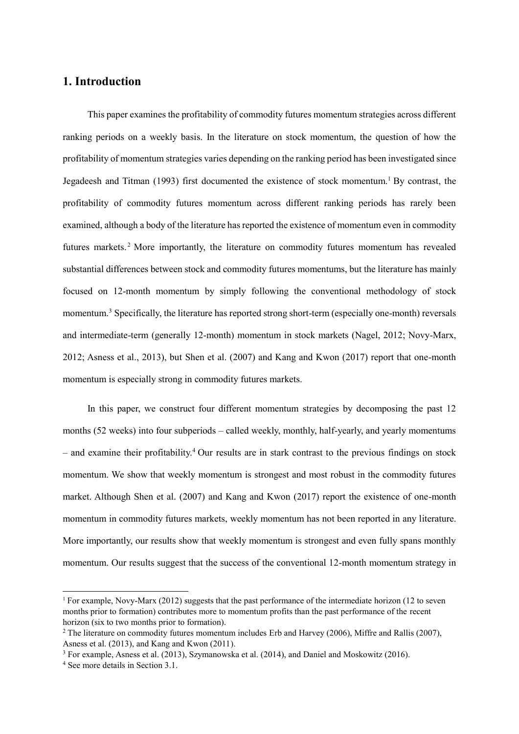## 1. Introduction

This paper examines the profitability of commodity futures momentum strategies across different ranking periods on a weekly basis. In the literature on stock momentum, the question of how the profitability of momentum strategies varies depending on the ranking period has been investigated since Jegadeesh and Titman (1993) first documented the existence of stock momentum.[1] By contrast, the profitability of commodity futures momentum across different ranking periods has rarely been examined, although a body of the literature has reported the existence of momentum even in commodity futures markets.[2] More importantly, the literature on commodity futures momentum has revealed substantial differences between stock and commodity futures momentums, but the literature has mainly focused on 12-month momentum by simply following the conventional methodology of stock momentum.[3] Specifically, the literature has reported strong short-term (especially one-month) reversals and intermediate-term (generally 12-month) momentum in stock markets (Nagel, 2012; Novy-Marx, 2012; Asness et al., 2013), but Shen et al. (2007) and Kang and Kwon (2017) report that one-month momentum is especially strong in commodity futures markets.

In this paper, we construct four different momentum strategies by decomposing the past 12 months (52 weeks) into four subperiods – called weekly, monthly, half-yearly, and yearly momentums – and examine their profitability.[4] Our results are in stark contrast to the previous findings on stock momentum. We show that weekly momentum is strongest and most robust in the commodity futures market. Although Shen et al. (2007) and Kang and Kwon (2017) report the existence of one-month momentum in commodity futures markets, weekly momentum has not been reported in any literature. More importantly, our results show that weekly momentum is strongest and even fully spans monthly momentum. Our results suggest that the success of the conventional 12-month momentum strategy in

---

[1] For example, Novy-Marx (2012) suggests that the past performance of the intermediate horizon (12 to seven months prior to formation) contributes more to momentum profits than the past performance of the recent horizon (six to two months prior to formation).

[2] The literature on commodity futures momentum includes Erb and Harvey (2006), Miffre and Rallis (2007), Asness et al. (2013), and Kang and Kwon (2011).

[3] For example, Asness et al. (2013), Szymanowska et al. (2014), and Daniel and Moskowitz (2016).

[4] See more details in Section 3.1.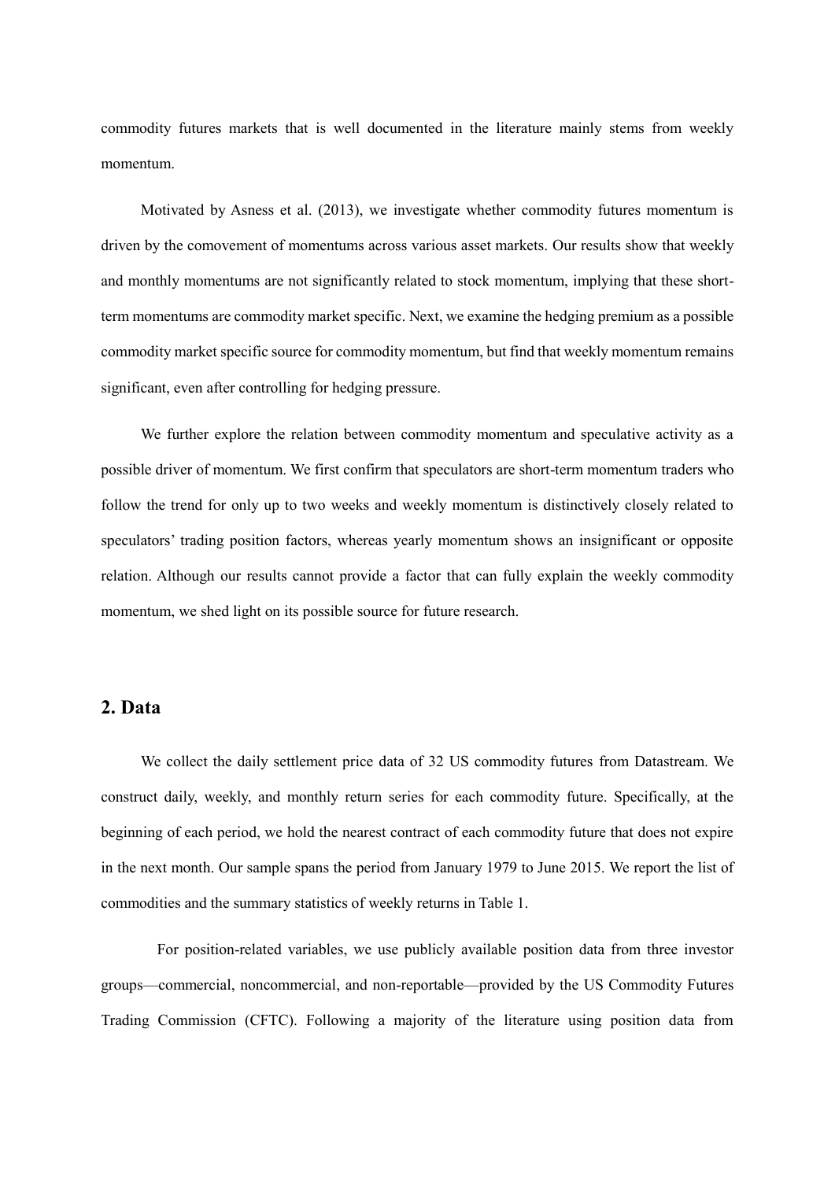commodity futures markets that is well documented in the literature mainly stems from weekly momentum.

Motivated by Asness et al. (2013), we investigate whether commodity futures momentum is driven by the comovement of momentums across various asset markets. Our results show that weekly and monthly momentums are not significantly related to stock momentum, implying that these short-term momentums are commodity market specific. Next, we examine the hedging premium as a possible commodity market specific source for commodity momentum, but find that weekly momentum remains significant, even after controlling for hedging pressure.

We further explore the relation between commodity momentum and speculative activity as a possible driver of momentum. We first confirm that speculators are short-term momentum traders who follow the trend for only up to two weeks and weekly momentum is distinctively closely related to speculators' trading position factors, whereas yearly momentum shows an insignificant or opposite relation. Although our results cannot provide a factor that can fully explain the weekly commodity momentum, we shed light on its possible source for future research.

## 2. Data

We collect the daily settlement price data of 32 US commodity futures from Datastream. We construct daily, weekly, and monthly return series for each commodity future. Specifically, at the beginning of each period, we hold the nearest contract of each commodity future that does not expire in the next month. Our sample spans the period from January 1979 to June 2015. We report the list of commodities and the summary statistics of weekly returns in Table 1.

For position-related variables, we use publicly available position data from three investor groups—commercial, noncommercial, and non-reportable—provided by the US Commodity Futures Trading Commission (CFTC). Following a majority of the literature using position data from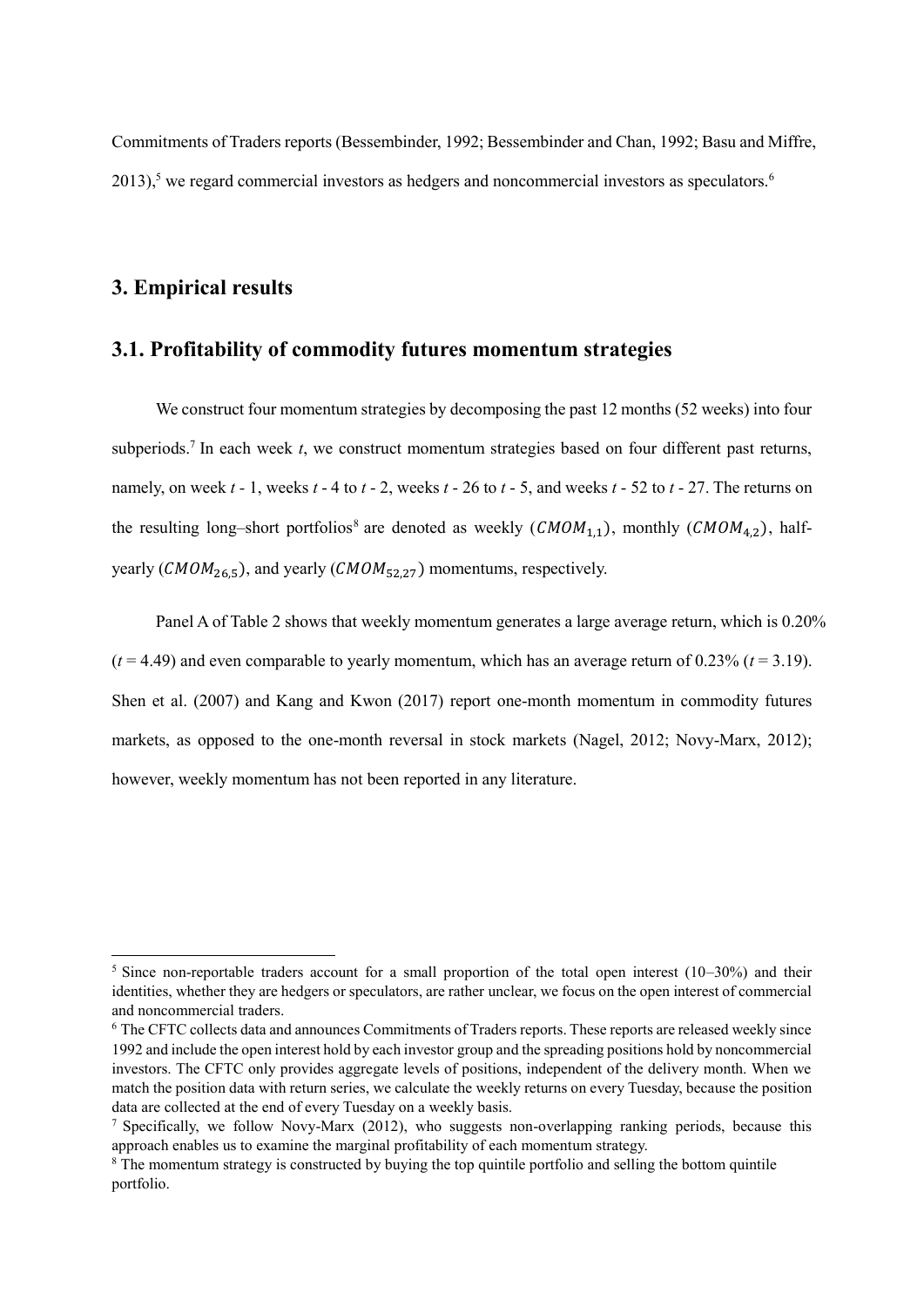Commitments of Traders reports (Bessembinder, 1992; Bessembinder and Chan, 1992; Basu and Miffre, 2013),[5] we regard commercial investors as hedgers and noncommercial investors as speculators.[6]

## 3. Empirical results

### 3.1. Profitability of commodity futures momentum strategies

We construct four momentum strategies by decomposing the past 12 months (52 weeks) into four subperiods.[7] In each week *t*, we construct momentum strategies based on four different past returns, namely, on week *t* - 1, weeks *t* - 4 to *t* - 2, weeks *t* - 26 to *t* - 5, and weeks *t* - 52 to *t* - 27. The returns on the resulting long–short portfolios[8] are denoted as weekly ($CMOM_{1,1}$), monthly ($CMOM_{4,2}$), half-yearly ($CMOM_{26,5}$), and yearly ($CMOM_{52,27}$) momentums, respectively.

Panel A of Table 2 shows that weekly momentum generates a large average return, which is 0.20% ($t$ = 4.49) and even comparable to yearly momentum, which has an average return of 0.23% ($t$ = 3.19). Shen et al. (2007) and Kang and Kwon (2017) report one-month momentum in commodity futures markets, as opposed to the one-month reversal in stock markets (Nagel, 2012; Novy-Marx, 2012); however, weekly momentum has not been reported in any literature.

---

[5] Since non-reportable traders account for a small proportion of the total open interest (10–30%) and their identities, whether they are hedgers or speculators, are rather unclear, we focus on the open interest of commercial and noncommercial traders.

[6] The CFTC collects data and announces Commitments of Traders reports. These reports are released weekly since 1992 and include the open interest hold by each investor group and the spreading positions hold by noncommercial investors. The CFTC only provides aggregate levels of positions, independent of the delivery month. When we match the position data with return series, we calculate the weekly returns on every Tuesday, because the position data are collected at the end of every Tuesday on a weekly basis.

[7] Specifically, we follow Novy-Marx (2012), who suggests non-overlapping ranking periods, because this approach enables us to examine the marginal profitability of each momentum strategy.

[8] The momentum strategy is constructed by buying the top quintile portfolio and selling the bottom quintile portfolio.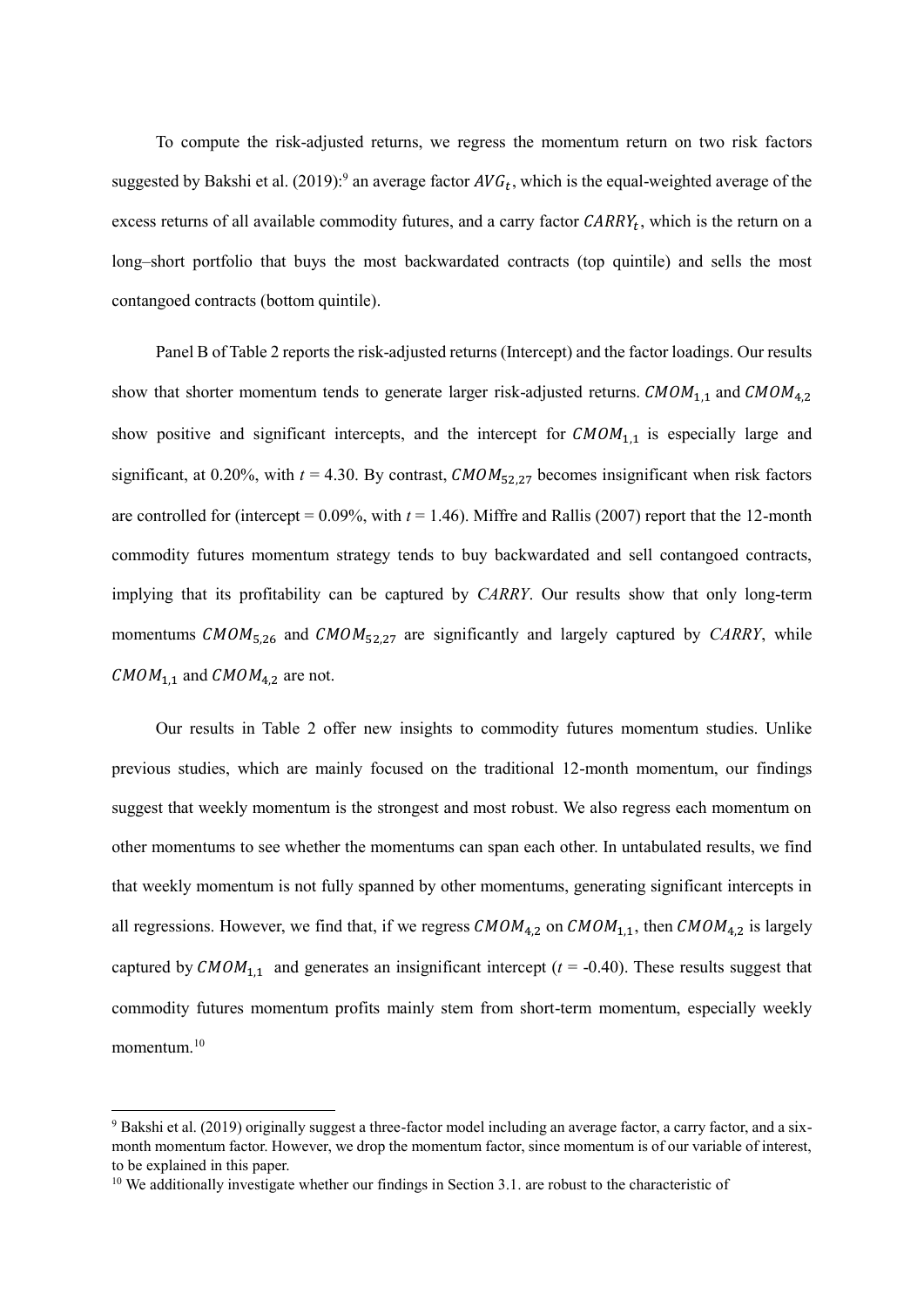To compute the risk-adjusted returns, we regress the momentum return on two risk factors suggested by Bakshi et al. (2019):[9] an average factor $AVG_t$, which is the equal-weighted average of the excess returns of all available commodity futures, and a carry factor $CARRY_t$, which is the return on a long–short portfolio that buys the most backwardated contracts (top quintile) and sells the most contangoed contracts (bottom quintile).

Panel B of Table 2 reports the risk-adjusted returns (Intercept) and the factor loadings. Our results show that shorter momentum tends to generate larger risk-adjusted returns. $CMOM_{1,1}$ and $CMOM_{4,2}$ show positive and significant intercepts, and the intercept for $CMOM_{1,1}$ is especially large and significant, at 0.20%, with $t$ = 4.30. By contrast, $CMOM_{52,27}$ becomes insignificant when risk factors are controlled for (intercept = 0.09%, with $t$ = 1.46). Miffre and Rallis (2007) report that the 12-month commodity futures momentum strategy tends to buy backwardated and sell contangoed contracts, implying that its profitability can be captured by *CARRY*. Our results show that only long-term momentums $CMOM_{5,26}$ and $CMOM_{52,27}$ are significantly and largely captured by *CARRY*, while $CMOM_{1,1}$ and $CMOM_{4,2}$ are not.

Our results in Table 2 offer new insights to commodity futures momentum studies. Unlike previous studies, which are mainly focused on the traditional 12-month momentum, our findings suggest that weekly momentum is the strongest and most robust. We also regress each momentum on other momentums to see whether the momentums can span each other. In untabulated results, we find that weekly momentum is not fully spanned by other momentums, generating significant intercepts in all regressions. However, we find that, if we regress $CMOM_{4,2}$ on $CMOM_{1,1}$, then $CMOM_{4,2}$ is largely captured by $CMOM_{1,1}$ and generates an insignificant intercept ($t$ = -0.40). These results suggest that commodity futures momentum profits mainly stem from short-term momentum, especially weekly momentum.[10]

[9] Bakshi et al. (2019) originally suggest a three-factor model including an average factor, a carry factor, and a six-month momentum factor. However, we drop the momentum factor, since momentum is of our variable of interest, to be explained in this paper.

[10] We additionally investigate whether our findings in Section 3.1. are robust to the characteristic of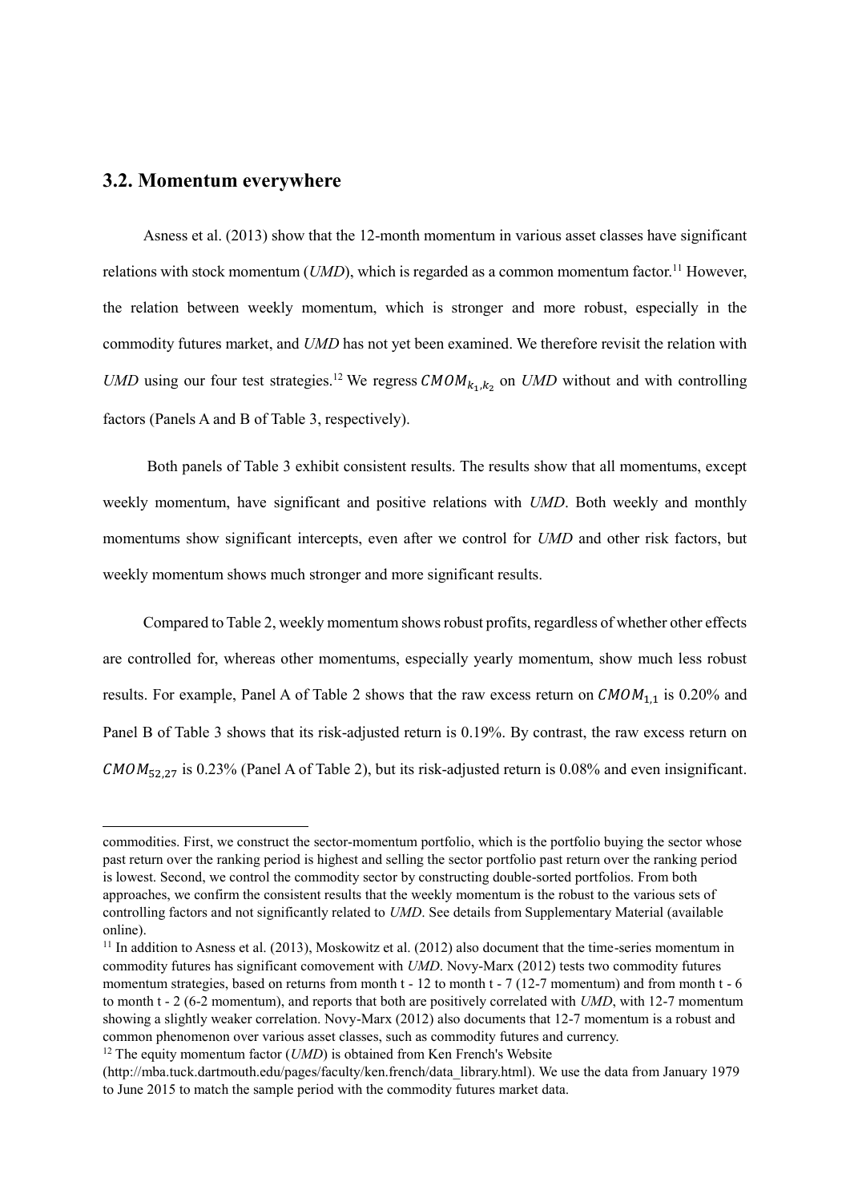## 3.2. Momentum everywhere

Asness et al. (2013) show that the 12-month momentum in various asset classes have significant relations with stock momentum (*UMD*), which is regarded as a common momentum factor.[11] However, the relation between weekly momentum, which is stronger and more robust, especially in the commodity futures market, and *UMD* has not yet been examined. We therefore revisit the relation with *UMD* using our four test strategies.[12] We regress $CMOM_{k_1,k_2}$ on *UMD* without and with controlling factors (Panels A and B of Table 3, respectively).

Both panels of Table 3 exhibit consistent results. The results show that all momentums, except weekly momentum, have significant and positive relations with *UMD*. Both weekly and monthly momentums show significant intercepts, even after we control for *UMD* and other risk factors, but weekly momentum shows much stronger and more significant results.

Compared to Table 2, weekly momentum shows robust profits, regardless of whether other effects are controlled for, whereas other momentums, especially yearly momentum, show much less robust results. For example, Panel A of Table 2 shows that the raw excess return on $CMOM_{1,1}$ is 0.20% and Panel B of Table 3 shows that its risk-adjusted return is 0.19%. By contrast, the raw excess return on $CMOM_{52,27}$ is 0.23% (Panel A of Table 2), but its risk-adjusted return is 0.08% and even insignificant.

---

commodities. First, we construct the sector-momentum portfolio, which is the portfolio buying the sector whose past return over the ranking period is highest and selling the sector portfolio past return over the ranking period is lowest. Second, we control the commodity sector by constructing double-sorted portfolios. From both approaches, we confirm the consistent results that the weekly momentum is the robust to the various sets of controlling factors and not significantly related to *UMD*. See details from Supplementary Material (available online).

[11] In addition to Asness et al. (2013), Moskowitz et al. (2012) also document that the time-series momentum in commodity futures has significant comovement with *UMD*. Novy-Marx (2012) tests two commodity futures momentum strategies, based on returns from month t - 12 to month t - 7 (12-7 momentum) and from month t - 6 to month t - 2 (6-2 momentum), and reports that both are positively correlated with *UMD*, with 12-7 momentum showing a slightly weaker correlation. Novy-Marx (2012) also documents that 12-7 momentum is a robust and common phenomenon over various asset classes, such as commodity futures and currency.

[12] The equity momentum factor (*UMD*) is obtained from Ken French's Website (http://mba.tuck.dartmouth.edu/pages/faculty/ken.french/data_library.html). We use the data from January 1979 to June 2015 to match the sample period with the commodity futures market data.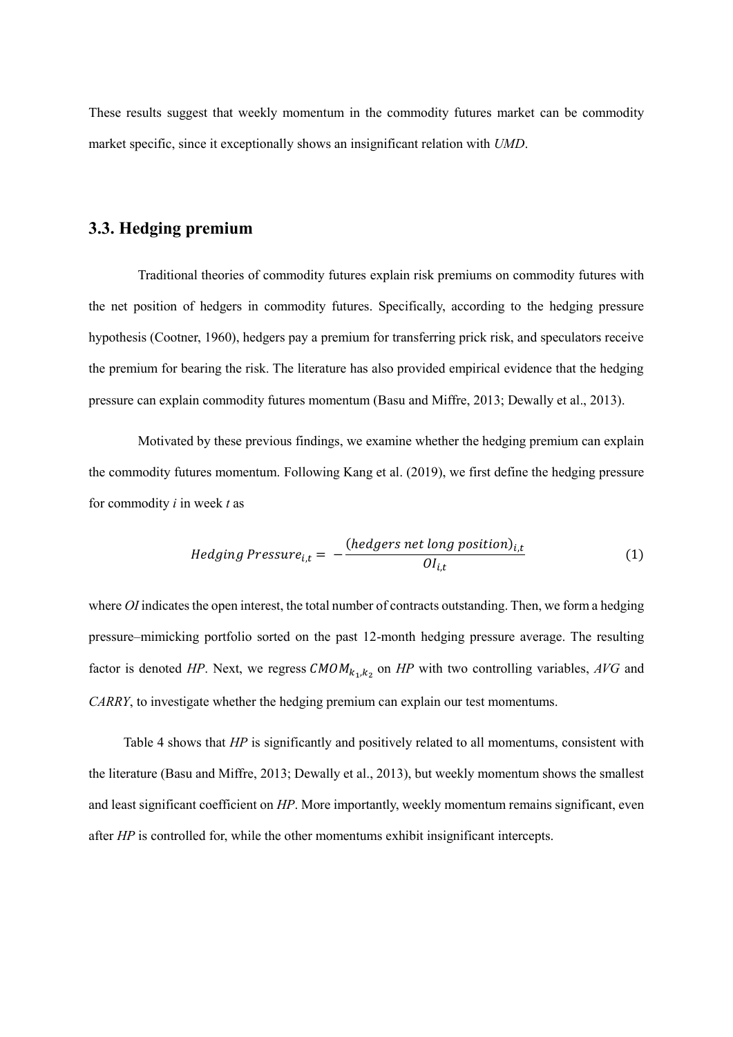These results suggest that weekly momentum in the commodity futures market can be commodity market specific, since it exceptionally shows an insignificant relation with *UMD*.

### 3.3. Hedging premium

Traditional theories of commodity futures explain risk premiums on commodity futures with the net position of hedgers in commodity futures. Specifically, according to the hedging pressure hypothesis (Cootner, 1960), hedgers pay a premium for transferring prick risk, and speculators receive the premium for bearing the risk. The literature has also provided empirical evidence that the hedging pressure can explain commodity futures momentum (Basu and Miffre, 2013; Dewally et al., 2013).

Motivated by these previous findings, we examine whether the hedging premium can explain the commodity futures momentum. Following Kang et al. (2019), we first define the hedging pressure for commodity *i* in week *t* as

$$Hedging\ Pressure_{i,t} = -\frac{(hedgers\ net\ long\ position)_{i,t}}{OI_{i,t}} \tag{1}$$

where *OI* indicates the open interest, the total number of contracts outstanding. Then, we form a hedging pressure–mimicking portfolio sorted on the past 12-month hedging pressure average. The resulting factor is denoted *HP*. Next, we regress $CMOM_{k_1,k_2}$ on *HP* with two controlling variables, *AVG* and *CARRY*, to investigate whether the hedging premium can explain our test momentums.

Table 4 shows that *HP* is significantly and positively related to all momentums, consistent with the literature (Basu and Miffre, 2013; Dewally et al., 2013), but weekly momentum shows the smallest and least significant coefficient on *HP*. More importantly, weekly momentum remains significant, even after *HP* is controlled for, while the other momentums exhibit insignificant intercepts.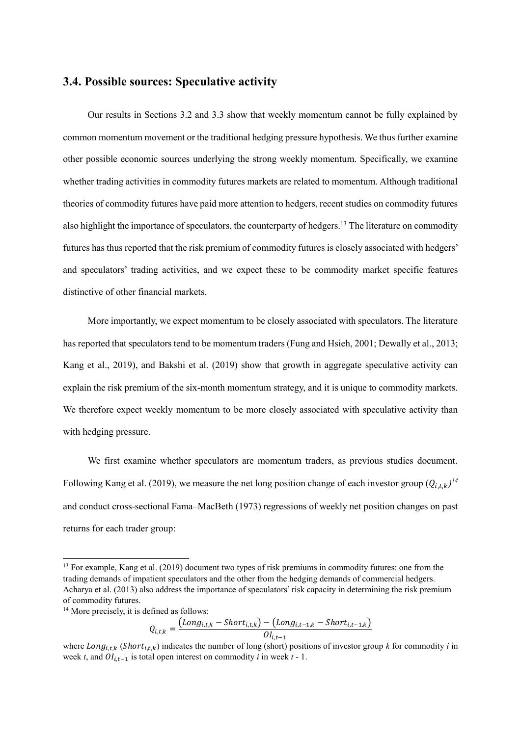### 3.4. Possible sources: Speculative activity

Our results in Sections 3.2 and 3.3 show that weekly momentum cannot be fully explained by common momentum movement or the traditional hedging pressure hypothesis. We thus further examine other possible economic sources underlying the strong weekly momentum. Specifically, we examine whether trading activities in commodity futures markets are related to momentum. Although traditional theories of commodity futures have paid more attention to hedgers, recent studies on commodity futures also highlight the importance of speculators, the counterparty of hedgers.[13] The literature on commodity futures has thus reported that the risk premium of commodity futures is closely associated with hedgers' and speculators' trading activities, and we expect these to be commodity market specific features distinctive of other financial markets.

More importantly, we expect momentum to be closely associated with speculators. The literature has reported that speculators tend to be momentum traders (Fung and Hsieh, 2001; Dewally et al., 2013; Kang et al., 2019), and Bakshi et al. (2019) show that growth in aggregate speculative activity can explain the risk premium of the six-month momentum strategy, and it is unique to commodity markets. We therefore expect weekly momentum to be more closely associated with speculative activity than with hedging pressure.

We first examine whether speculators are momentum traders, as previous studies document. Following Kang et al. (2019), we measure the net long position change of each investor group ($Q_{i,t,k}$)[14] and conduct cross-sectional Fama–MacBeth (1973) regressions of weekly net position changes on past returns for each trader group:

[13] For example, Kang et al. (2019) document two types of risk premiums in commodity futures: one from the trading demands of impatient speculators and the other from the hedging demands of commercial hedgers. Acharya et al. (2013) also address the importance of speculators' risk capacity in determining the risk premium of commodity futures.

[14] More precisely, it is defined as follows:

$$Q_{i,t,k} = \frac{\left(Long_{i,t,k} - Short_{i,t,k}\right) - \left(Long_{i,t-1,k} - Short_{i,t-1,k}\right)}{OI_{i,t-1}}$$

where $Long_{i,t,k}$ ($Short_{i,t,k}$) indicates the number of long (short) positions of investor group $k$ for commodity $i$ in week $t$, and $OI_{i,t-1}$ is total open interest on commodity $i$ in week $t$ - 1.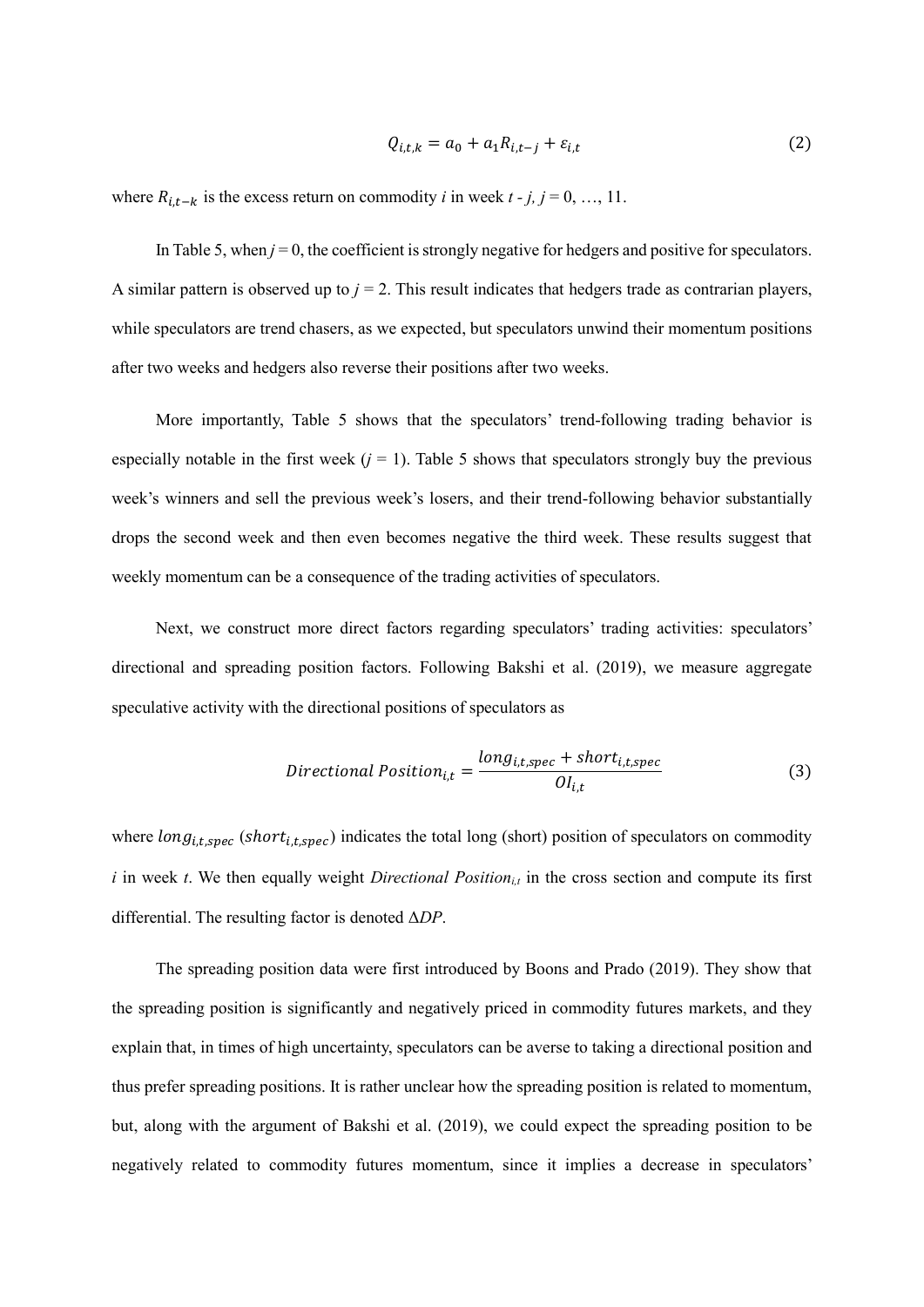$$Q_{i,t,k} = a_0 + a_1 R_{i,t-j} + \varepsilon_{i,t} \tag{2}$$

where $R_{i,t-k}$ is the excess return on commodity *i* in week *t - j, j* = 0, …, 11.

In Table 5, when *j* = 0, the coefficient is strongly negative for hedgers and positive for speculators. A similar pattern is observed up to *j* = 2. This result indicates that hedgers trade as contrarian players, while speculators are trend chasers, as we expected, but speculators unwind their momentum positions after two weeks and hedgers also reverse their positions after two weeks.

More importantly, Table 5 shows that the speculators' trend-following trading behavior is especially notable in the first week (*j* = 1). Table 5 shows that speculators strongly buy the previous week's winners and sell the previous week's losers, and their trend-following behavior substantially drops the second week and then even becomes negative the third week. These results suggest that weekly momentum can be a consequence of the trading activities of speculators.

Next, we construct more direct factors regarding speculators' trading activities: speculators' directional and spreading position factors. Following Bakshi et al. (2019), we measure aggregate speculative activity with the directional positions of speculators as

$$Directional\ Position_{i,t} = \frac{long_{i,t,spec} + short_{i,t,spec}}{OI_{i,t}} \tag{3}$$

where $long_{i,t,spec}$ ($short_{i,t,spec}$) indicates the total long (short) position of speculators on commodity *i* in week *t*. We then equally weight *Directional Position*$_{i,t}$ in the cross section and compute its first differential. The resulting factor is denoted Δ*DP*.

The spreading position data were first introduced by Boons and Prado (2019). They show that the spreading position is significantly and negatively priced in commodity futures markets, and they explain that, in times of high uncertainty, speculators can be averse to taking a directional position and thus prefer spreading positions. It is rather unclear how the spreading position is related to momentum, but, along with the argument of Bakshi et al. (2019), we could expect the spreading position to be negatively related to commodity futures momentum, since it implies a decrease in speculators'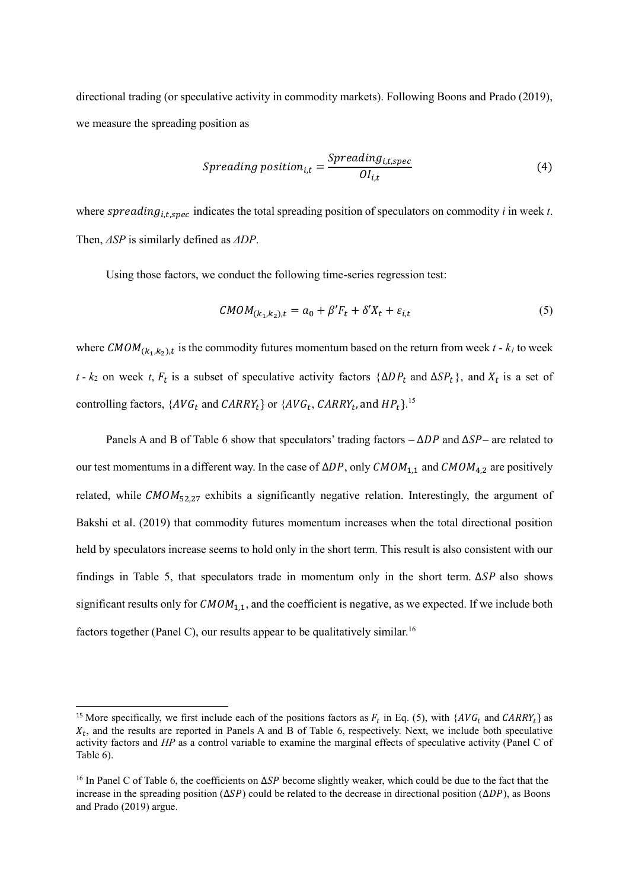directional trading (or speculative activity in commodity markets). Following Boons and Prado (2019), we measure the spreading position as

$$Spreading\ position_{i,t} = \frac{Spreading_{i,t,spec}}{OI_{i,t}} \tag{4}$$

where $spreading_{i,t,spec}$ indicates the total spreading position of speculators on commodity *i* in week *t*. Then, *ΔSP* is similarly defined as *ΔDP*.

Using those factors, we conduct the following time-series regression test:

$$CMOM_{(k_1,k_2),t} = a_0 + \beta' F_t + \delta' X_t + \varepsilon_{i,t} \tag{5}$$

where $CMOM_{(k_1,k_2),t}$ is the commodity futures momentum based on the return from week $t$ - $k_1$ to week $t$ - $k_2$ on week $t$, $F_t$ is a subset of speculative activity factors $\{\Delta DP_t$ and $\Delta SP_t\}$, and $X_t$ is a set of controlling factors, $\{AVG_t$ and $CARRY_t\}$ or $\{AVG_t, CARRY_t,$ and $HP_t\}$.[15]

Panels A and B of Table 6 show that speculators' trading factors – $\Delta DP$ and $\Delta SP$– are related to our test momentums in a different way. In the case of $\Delta DP$, only $CMOM_{1,1}$ and $CMOM_{4,2}$ are positively related, while $CMOM_{52,27}$ exhibits a significantly negative relation. Interestingly, the argument of Bakshi et al. (2019) that commodity futures momentum increases when the total directional position held by speculators increase seems to hold only in the short term. This result is also consistent with our findings in Table 5, that speculators trade in momentum only in the short term. $\Delta SP$ also shows significant results only for $CMOM_{1,1}$, and the coefficient is negative, as we expected. If we include both factors together (Panel C), our results appear to be qualitatively similar.[16]

---

[15] More specifically, we first include each of the positions factors as $F_t$ in Eq. (5), with $\{AVG_t$ and $CARRY_t\}$ as $X_t$, and the results are reported in Panels A and B of Table 6, respectively. Next, we include both speculative activity factors and *HP* as a control variable to examine the marginal effects of speculative activity (Panel C of Table 6).

[16] In Panel C of Table 6, the coefficients on $\Delta SP$ become slightly weaker, which could be due to the fact that the increase in the spreading position ($\Delta SP$) could be related to the decrease in directional position ($\Delta DP$), as Boons and Prado (2019) argue.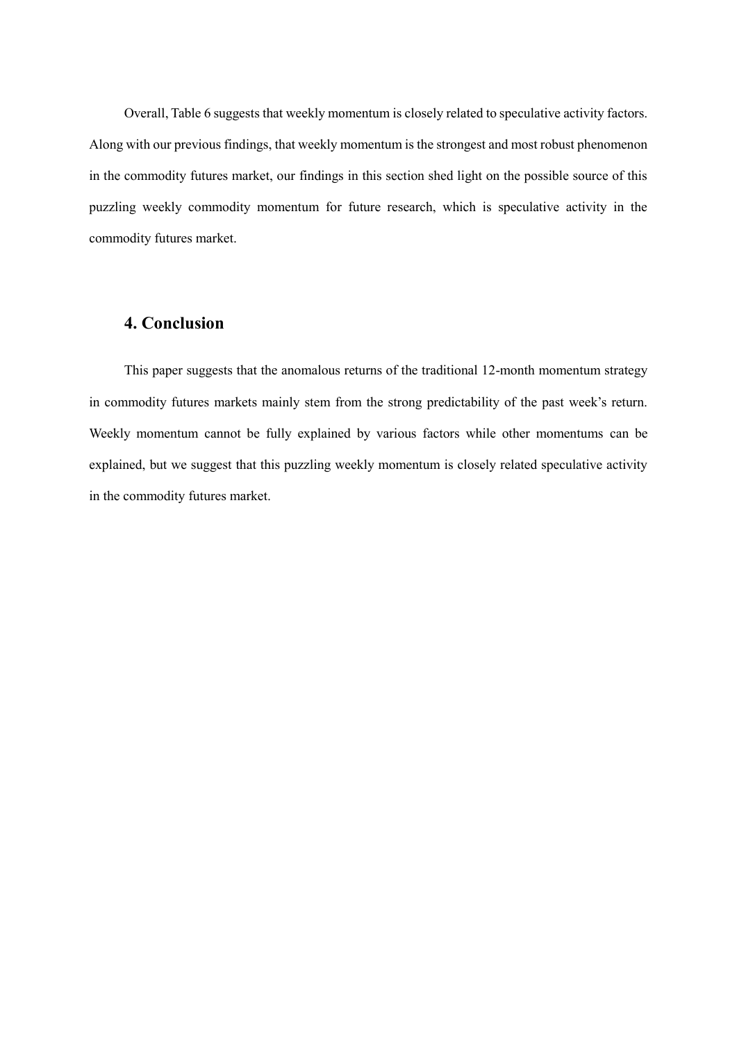Overall, Table 6 suggests that weekly momentum is closely related to speculative activity factors. Along with our previous findings, that weekly momentum is the strongest and most robust phenomenon in the commodity futures market, our findings in this section shed light on the possible source of this puzzling weekly commodity momentum for future research, which is speculative activity in the commodity futures market.

## 4. Conclusion

This paper suggests that the anomalous returns of the traditional 12-month momentum strategy in commodity futures markets mainly stem from the strong predictability of the past week's return. Weekly momentum cannot be fully explained by various factors while other momentums can be explained, but we suggest that this puzzling weekly momentum is closely related speculative activity in the commodity futures market.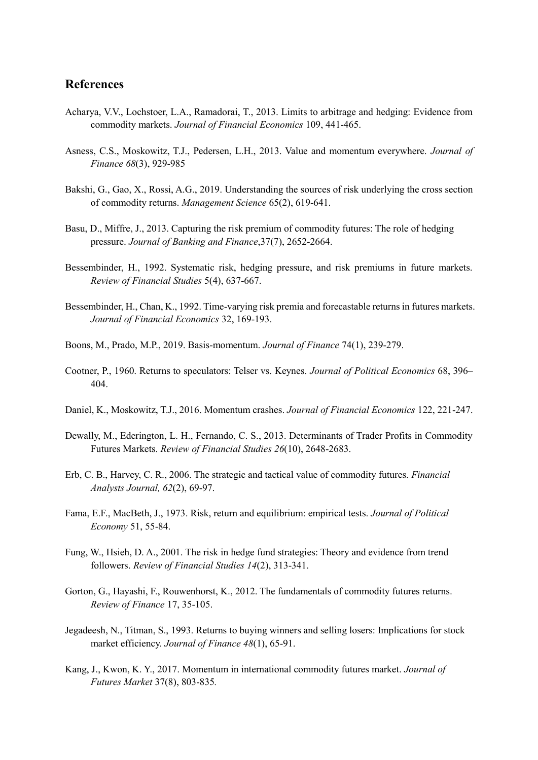## References

Acharya, V.V., Lochstoer, L.A., Ramadorai, T., 2013. Limits to arbitrage and hedging: Evidence from commodity markets. *Journal of Financial Economics* 109, 441-465.

Asness, C.S., Moskowitz, T.J., Pedersen, L.H., 2013. Value and momentum everywhere. *Journal of Finance 68*(3), 929-985

Bakshi, G., Gao, X., Rossi, A.G., 2019. Understanding the sources of risk underlying the cross section of commodity returns. *Management Science* 65(2), 619-641.

Basu, D., Miffre, J., 2013. Capturing the risk premium of commodity futures: The role of hedging pressure. *Journal of Banking and Finance*,37(7), 2652-2664.

Bessembinder, H., 1992. Systematic risk, hedging pressure, and risk premiums in future markets. *Review of Financial Studies* 5(4), 637-667.

Bessembinder, H., Chan, K., 1992. Time-varying risk premia and forecastable returns in futures markets. *Journal of Financial Economics* 32, 169-193.

Boons, M., Prado, M.P., 2019. Basis-momentum. *Journal of Finance* 74(1), 239-279.

Cootner, P., 1960. Returns to speculators: Telser vs. Keynes. *Journal of Political Economics* 68, 396–404.

Daniel, K., Moskowitz, T.J., 2016. Momentum crashes. *Journal of Financial Economics* 122, 221-247.

Dewally, M., Ederington, L. H., Fernando, C. S., 2013. Determinants of Trader Profits in Commodity Futures Markets. *Review of Financial Studies 26*(10), 2648-2683.

Erb, C. B., Harvey, C. R., 2006. The strategic and tactical value of commodity futures. *Financial Analysts Journal, 62*(2), 69-97.

Fama, E.F., MacBeth, J., 1973. Risk, return and equilibrium: empirical tests. *Journal of Political Economy* 51, 55-84.

Fung, W., Hsieh, D. A., 2001. The risk in hedge fund strategies: Theory and evidence from trend followers. *Review of Financial Studies 14*(2), 313-341.

Gorton, G., Hayashi, F., Rouwenhorst, K., 2012. The fundamentals of commodity futures returns. *Review of Finance* 17, 35-105.

Jegadeesh, N., Titman, S., 1993. Returns to buying winners and selling losers: Implications for stock market efficiency. *Journal of Finance 48*(1), 65-91.

Kang, J., Kwon, K. Y., 2017. Momentum in international commodity futures market. *Journal of Futures Market* 37(8), 803-835.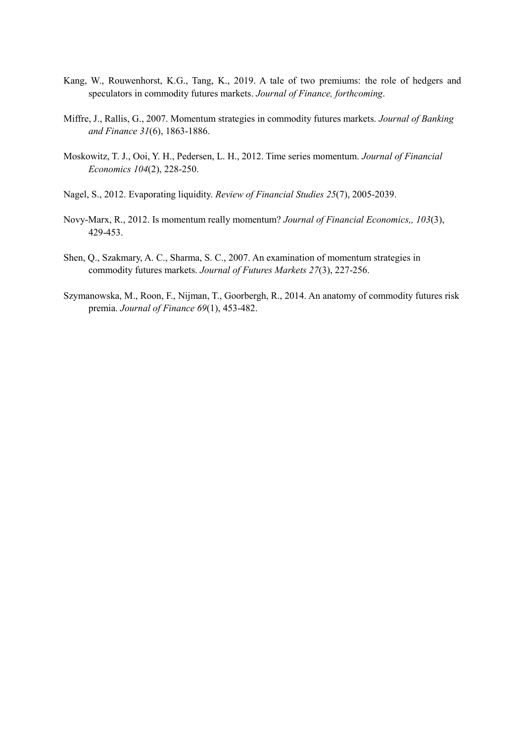Kang, W., Rouwenhorst, K.G., Tang, K., 2019. A tale of two premiums: the role of hedgers and speculators in commodity futures markets. *Journal of Finance, forthcoming*.

Miffre, J., Rallis, G., 2007. Momentum strategies in commodity futures markets. *Journal of Banking and Finance 31*(6), 1863-1886.

Moskowitz, T. J., Ooi, Y. H., Pedersen, L. H., 2012. Time series momentum. *Journal of Financial Economics 104*(2), 228-250.

Nagel, S., 2012. Evaporating liquidity. *Review of Financial Studies 25*(7), 2005-2039.

Novy-Marx, R., 2012. Is momentum really momentum? *Journal of Financial Economics,, 103*(3), 429-453.

Shen, Q., Szakmary, A. C., Sharma, S. C., 2007. An examination of momentum strategies in commodity futures markets. *Journal of Futures Markets 27*(3), 227-256.

Szymanowska, M., Roon, F., Nijman, T., Goorbergh, R., 2014. An anatomy of commodity futures risk premia. *Journal of Finance 69*(1), 453-482.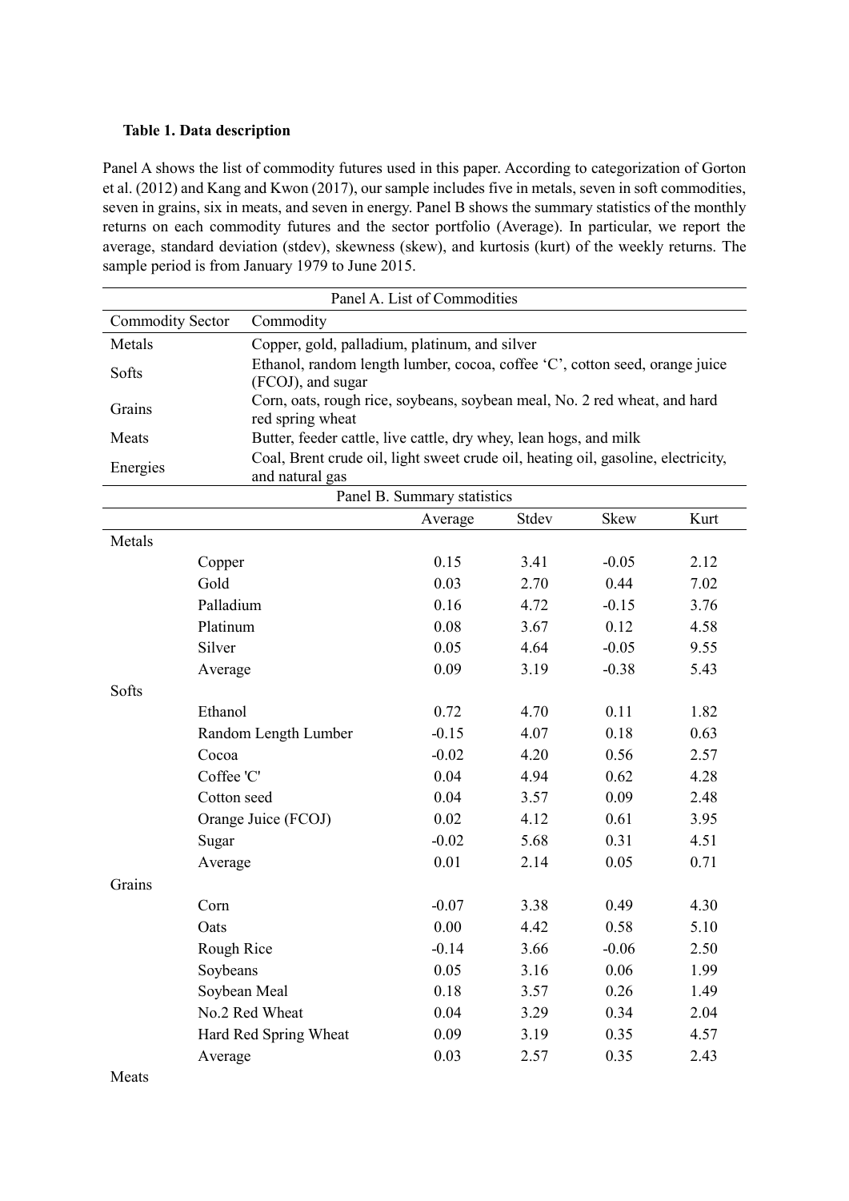**Table 1. Data description**

Panel A shows the list of commodity futures used in this paper. According to categorization of Gorton et al. (2012) and Kang and Kwon (2017), our sample includes five in metals, seven in soft commodities, seven in grains, six in meats, and seven in energy. Panel B shows the summary statistics of the monthly returns on each commodity futures and the sector portfolio (Average). In particular, we report the average, standard deviation (stdev), skewness (skew), and kurtosis (kurt) of the weekly returns. The sample period is from January 1979 to June 2015.

| Panel A. List of Commodities | |
|---|---|
| Commodity Sector | Commodity |
| Metals | Copper, gold, palladium, platinum, and silver |
| Softs | Ethanol, random length lumber, cocoa, coffee 'C', cotton seed, orange juice (FCOJ), and sugar |
| Grains | Corn, oats, rough rice, soybeans, soybean meal, No. 2 red wheat, and hard red spring wheat |
| Meats | Butter, feeder cattle, live cattle, dry whey, lean hogs, and milk |
| Energies | Coal, Brent crude oil, light sweet crude oil, heating oil, gasoline, electricity, and natural gas |

| Panel B. Summary statistics | | | | | |
|---|---|---|---|---|---|
| | | Average | Stdev | Skew | Kurt |
| Metals | | | | | |
| | Copper | 0.15 | 3.41 | -0.05 | 2.12 |
| | Gold | 0.03 | 2.70 | 0.44 | 7.02 |
| | Palladium | 0.16 | 4.72 | -0.15 | 3.76 |
| | Platinum | 0.08 | 3.67 | 0.12 | 4.58 |
| | Silver | 0.05 | 4.64 | -0.05 | 9.55 |
| | Average | 0.09 | 3.19 | -0.38 | 5.43 |
| Softs | | | | | |
| | Ethanol | 0.72 | 4.70 | 0.11 | 1.82 |
| | Random Length Lumber | -0.15 | 4.07 | 0.18 | 0.63 |
| | Cocoa | -0.02 | 4.20 | 0.56 | 2.57 |
| | Coffee 'C' | 0.04 | 4.94 | 0.62 | 4.28 |
| | Cotton seed | 0.04 | 3.57 | 0.09 | 2.48 |
| | Orange Juice (FCOJ) | 0.02 | 4.12 | 0.61 | 3.95 |
| | Sugar | -0.02 | 5.68 | 0.31 | 4.51 |
| | Average | 0.01 | 2.14 | 0.05 | 0.71 |
| Grains | | | | | |
| | Corn | -0.07 | 3.38 | 0.49 | 4.30 |
| | Oats | 0.00 | 4.42 | 0.58 | 5.10 |
| | Rough Rice | -0.14 | 3.66 | -0.06 | 2.50 |
| | Soybeans | 0.05 | 3.16 | 0.06 | 1.99 |
| | Soybean Meal | 0.18 | 3.57 | 0.26 | 1.49 |
| | No.2 Red Wheat | 0.04 | 3.29 | 0.34 | 2.04 |
| | Hard Red Spring Wheat | 0.09 | 3.19 | 0.35 | 4.57 |
| | Average | 0.03 | 2.57 | 0.35 | 2.43 |
| Meats | | | | | |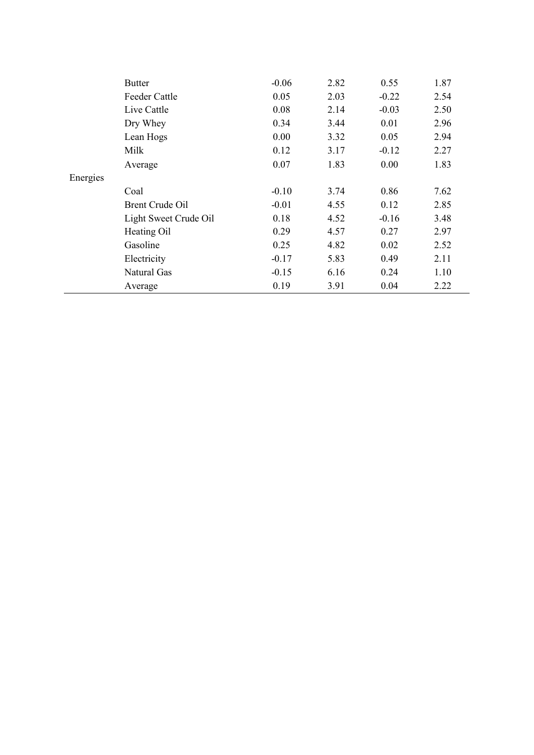| | | | | | |
|---|---|---|---|---|---|
| | Butter | -0.06 | 2.82 | 0.55 | 1.87 |
| | Feeder Cattle | 0.05 | 2.03 | -0.22 | 2.54 |
| | Live Cattle | 0.08 | 2.14 | -0.03 | 2.50 |
| | Dry Whey | 0.34 | 3.44 | 0.01 | 2.96 |
| | Lean Hogs | 0.00 | 3.32 | 0.05 | 2.94 |
| | Milk | 0.12 | 3.17 | -0.12 | 2.27 |
| | Average | 0.07 | 1.83 | 0.00 | 1.83 |
| Energies | | | | | |
| | Coal | -0.10 | 3.74 | 0.86 | 7.62 |
| | Brent Crude Oil | -0.01 | 4.55 | 0.12 | 2.85 |
| | Light Sweet Crude Oil | 0.18 | 4.52 | -0.16 | 3.48 |
| | Heating Oil | 0.29 | 4.57 | 0.27 | 2.97 |
| | Gasoline | 0.25 | 4.82 | 0.02 | 2.52 |
| | Electricity | -0.17 | 5.83 | 0.49 | 2.11 |
| | Natural Gas | -0.15 | 6.16 | 0.24 | 1.10 |
| | Average | 0.19 | 3.91 | 0.04 | 2.22 |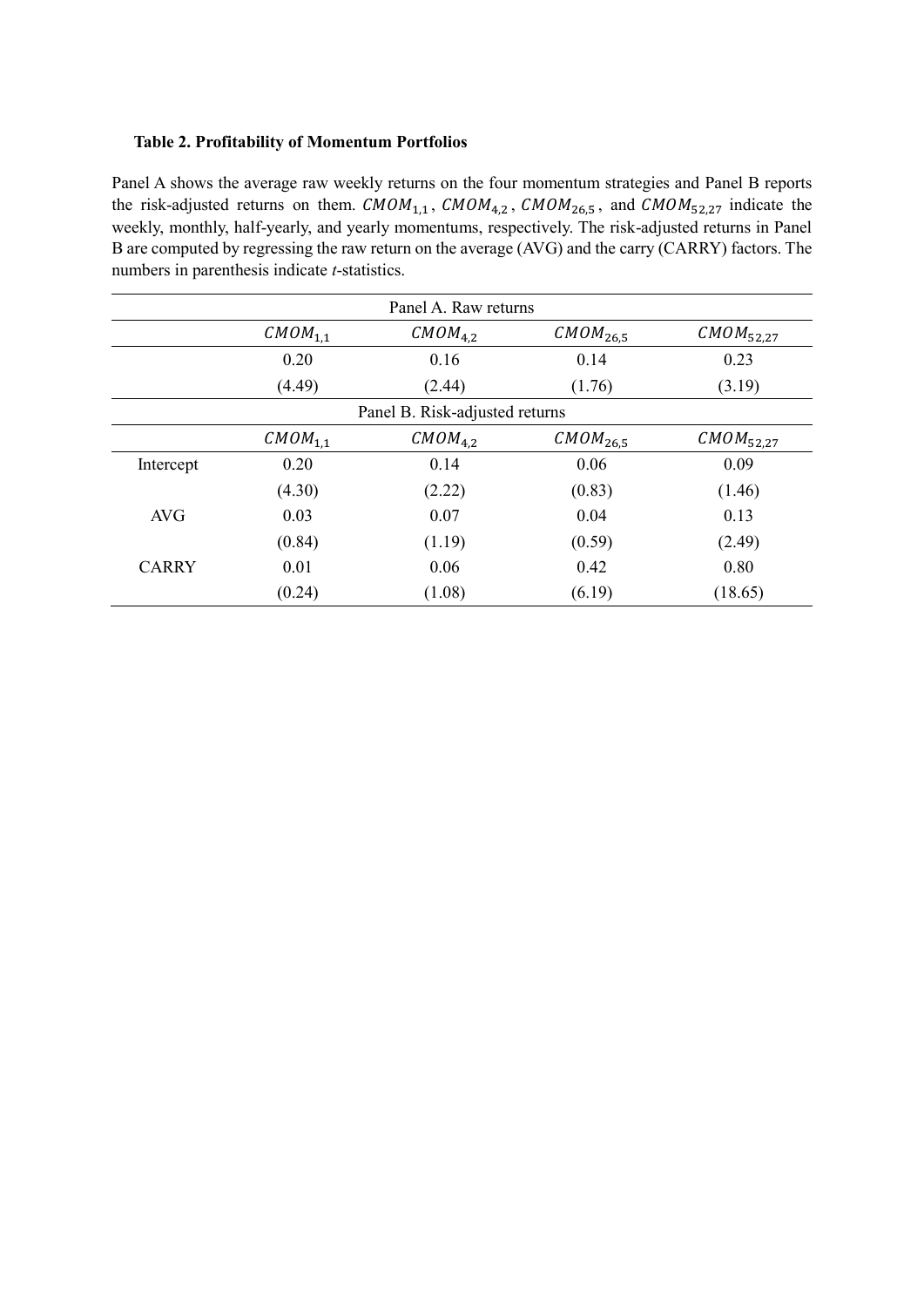**Table 2. Profitability of Momentum Portfolios**

Panel A shows the average raw weekly returns on the four momentum strategies and Panel B reports the risk-adjusted returns on them. $CMOM_{1,1}$, $CMOM_{4,2}$, $CMOM_{26,5}$, and $CMOM_{52,27}$ indicate the weekly, monthly, half-yearly, and yearly momentums, respectively. The risk-adjusted returns in Panel B are computed by regressing the raw return on the average (AVG) and the carry (CARRY) factors. The numbers in parenthesis indicate *t*-statistics.

| Panel A. Raw returns | | | | |
|---|---|---|---|---|
| | $CMOM_{1,1}$ | $CMOM_{4,2}$ | $CMOM_{26,5}$ | $CMOM_{52,27}$ |
| | 0.20 | 0.16 | 0.14 | 0.23 |
| | (4.49) | (2.44) | (1.76) | (3.19) |
| **Panel B. Risk-adjusted returns** | | | | |
| | $CMOM_{1,1}$ | $CMOM_{4,2}$ | $CMOM_{26,5}$ | $CMOM_{52,27}$ |
| Intercept | 0.20 | 0.14 | 0.06 | 0.09 |
| | (4.30) | (2.22) | (0.83) | (1.46) |
| AVG | 0.03 | 0.07 | 0.04 | 0.13 |
| | (0.84) | (1.19) | (0.59) | (2.49) |
| CARRY | 0.01 | 0.06 | 0.42 | 0.80 |
| | (0.24) | (1.08) | (6.19) | (18.65) |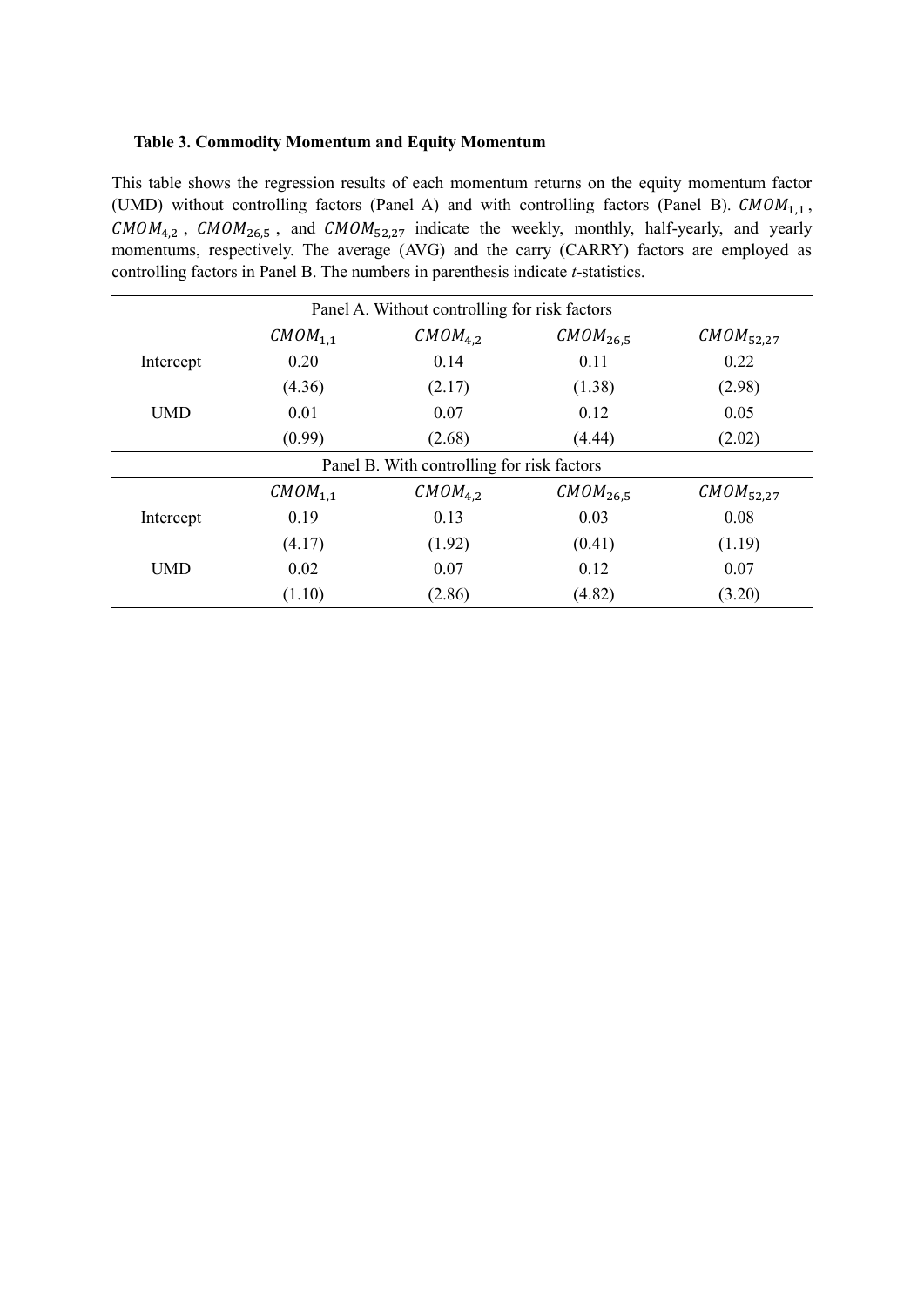**Table 3. Commodity Momentum and Equity Momentum**

This table shows the regression results of each momentum returns on the equity momentum factor (UMD) without controlling factors (Panel A) and with controlling factors (Panel B). $CMOM_{1,1}$, $CMOM_{4,2}$, $CMOM_{26,5}$, and $CMOM_{52,27}$ indicate the weekly, monthly, half-yearly, and yearly momentums, respectively. The average (AVG) and the carry (CARRY) factors are employed as controlling factors in Panel B. The numbers in parenthesis indicate *t*-statistics.

| Panel A. Without controlling for risk factors | | | | |
|---|---|---|---|---|
| | $CMOM_{1,1}$ | $CMOM_{4,2}$ | $CMOM_{26,5}$ | $CMOM_{52,27}$ |
| Intercept | 0.20 | 0.14 | 0.11 | 0.22 |
| | (4.36) | (2.17) | (1.38) | (2.98) |
| UMD | 0.01 | 0.07 | 0.12 | 0.05 |
| | (0.99) | (2.68) | (4.44) | (2.02) |
| **Panel B. With controlling for risk factors** | | | | |
| | $CMOM_{1,1}$ | $CMOM_{4,2}$ | $CMOM_{26,5}$ | $CMOM_{52,27}$ |
| Intercept | 0.19 | 0.13 | 0.03 | 0.08 |
| | (4.17) | (1.92) | (0.41) | (1.19) |
| UMD | 0.02 | 0.07 | 0.12 | 0.07 |
| | (1.10) | (2.86) | (4.82) | (3.20) |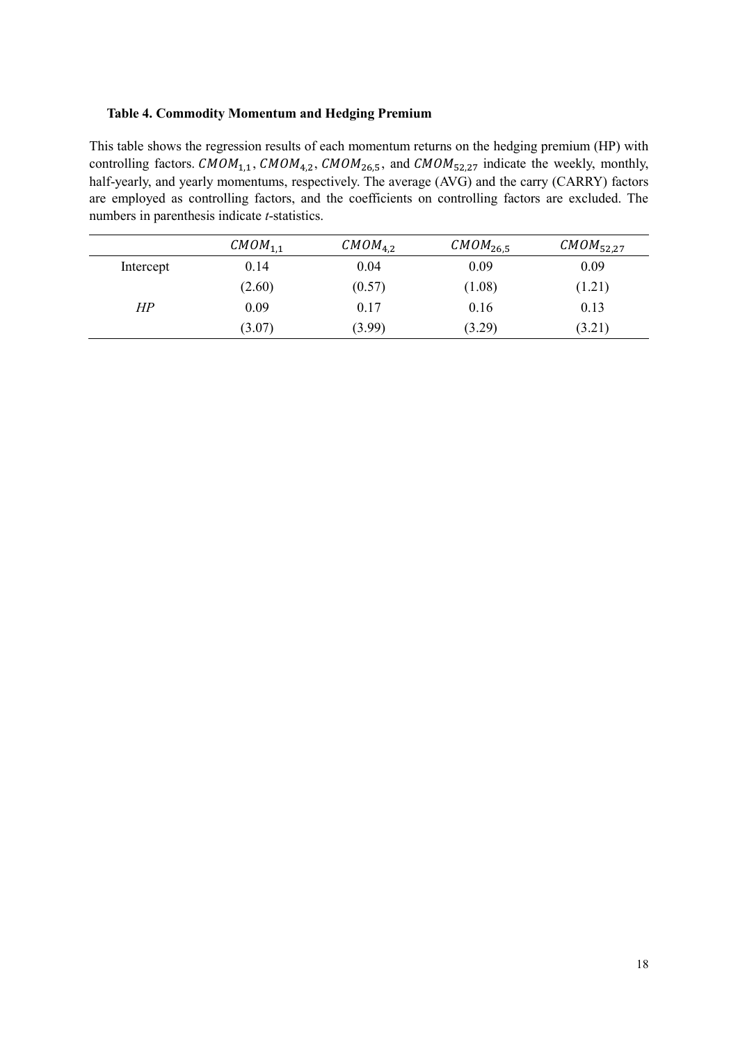**Table 4. Commodity Momentum and Hedging Premium**

This table shows the regression results of each momentum returns on the hedging premium (HP) with controlling factors. $CMOM_{1,1}$, $CMOM_{4,2}$, $CMOM_{26,5}$, and $CMOM_{52,27}$ indicate the weekly, monthly, half-yearly, and yearly momentums, respectively. The average (AVG) and the carry (CARRY) factors are employed as controlling factors, and the coefficients on controlling factors are excluded. The numbers in parenthesis indicate *t*-statistics.

| | $CMOM_{1,1}$ | $CMOM_{4,2}$ | $CMOM_{26,5}$ | $CMOM_{52,27}$ |
|---|---|---|---|---|
| Intercept | 0.14 | 0.04 | 0.09 | 0.09 |
| | (2.60) | (0.57) | (1.08) | (1.21) |
| *HP* | 0.09 | 0.17 | 0.16 | 0.13 |
| | (3.07) | (3.99) | (3.29) | (3.21) |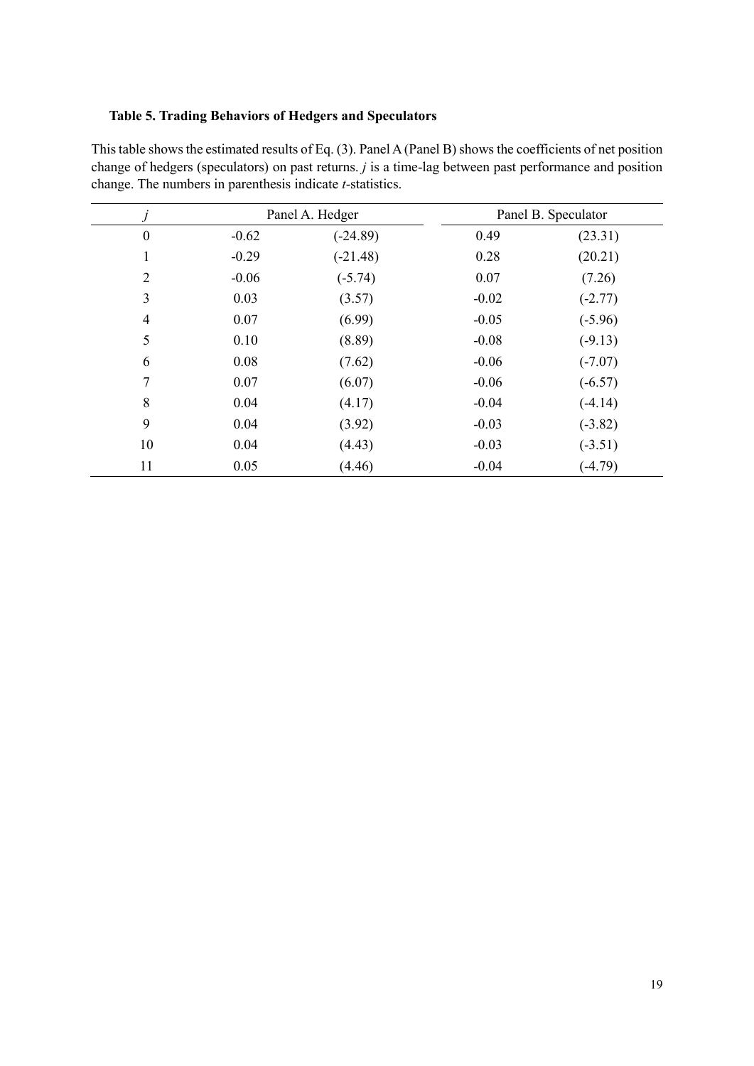**Table 5. Trading Behaviors of Hedgers and Speculators**

This table shows the estimated results of Eq. (3). Panel A (Panel B) shows the coefficients of net position change of hedgers (speculators) on past returns. $j$ is a time-lag between past performance and position change. The numbers in parenthesis indicate $t$-statistics.

| $j$ | Panel A. Hedger | | Panel B. Speculator | |
|---|---|---|---|---|
| 0 | -0.62 | (-24.89) | 0.49 | (23.31) |
| 1 | -0.29 | (-21.48) | 0.28 | (20.21) |
| 2 | -0.06 | (-5.74) | 0.07 | (7.26) |
| 3 | 0.03 | (3.57) | -0.02 | (-2.77) |
| 4 | 0.07 | (6.99) | -0.05 | (-5.96) |
| 5 | 0.10 | (8.89) | -0.08 | (-9.13) |
| 6 | 0.08 | (7.62) | -0.06 | (-7.07) |
| 7 | 0.07 | (6.07) | -0.06 | (-6.57) |
| 8 | 0.04 | (4.17) | -0.04 | (-4.14) |
| 9 | 0.04 | (3.92) | -0.03 | (-3.82) |
| 10 | 0.04 | (4.43) | -0.03 | (-3.51) |
| 11 | 0.05 | (4.46) | -0.04 | (-4.79) |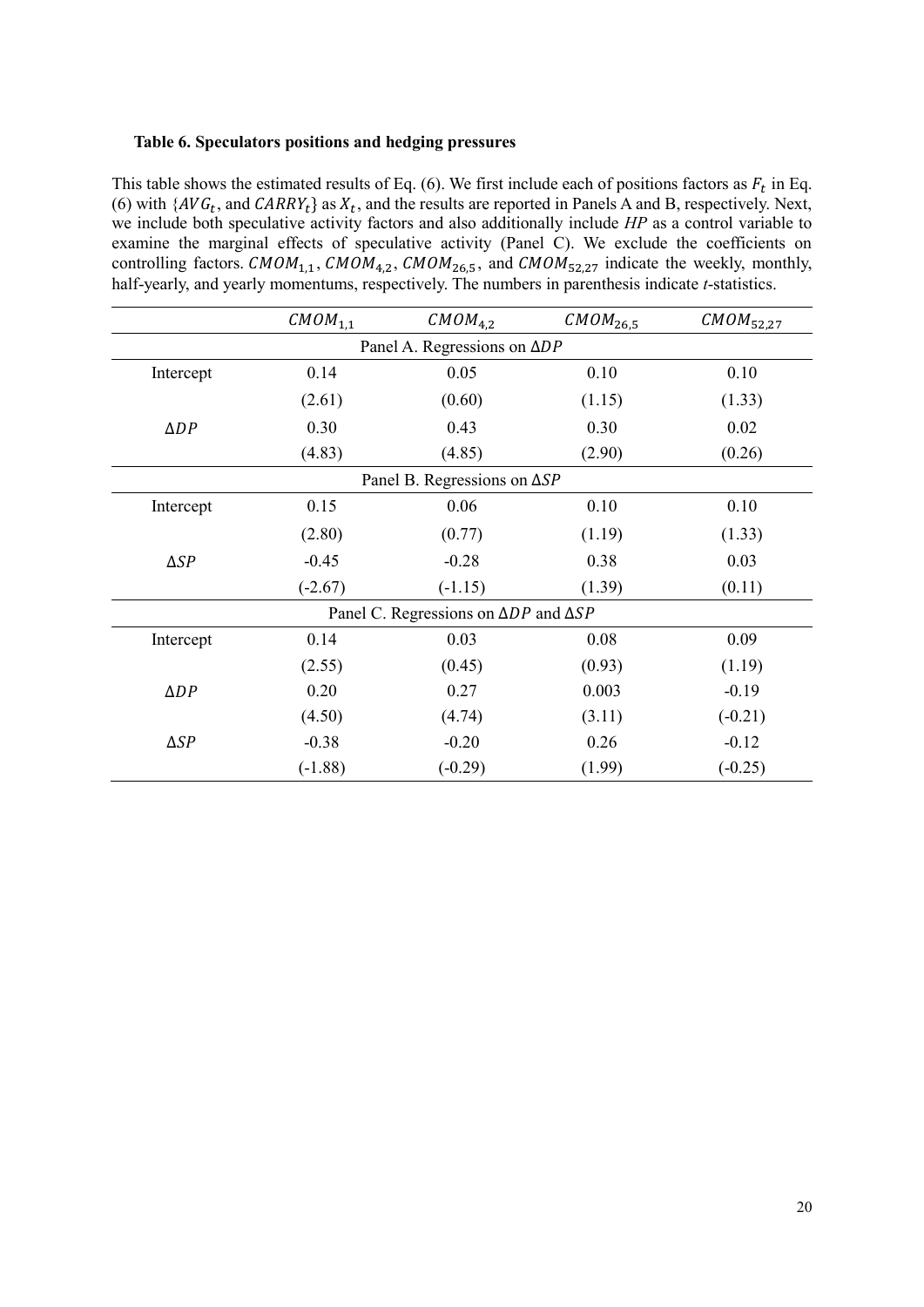**Table 6. Speculators positions and hedging pressures**

This table shows the estimated results of Eq. (6). We first include each of positions factors as $F_t$ in Eq. (6) with $\{AVG_t$, and $CARRY_t\}$ as $X_t$, and the results are reported in Panels A and B, respectively. Next, we include both speculative activity factors and also additionally include *HP* as a control variable to examine the marginal effects of speculative activity (Panel C). We exclude the coefficients on controlling factors. $CMOM_{1,1}$, $CMOM_{4,2}$, $CMOM_{26,5}$, and $CMOM_{52,27}$ indicate the weekly, monthly, half-yearly, and yearly momentums, respectively. The numbers in parenthesis indicate *t*-statistics.

| | $CMOM_{1,1}$ | $CMOM_{4,2}$ | $CMOM_{26,5}$ | $CMOM_{52,27}$ |
|---|---|---|---|---|
| Panel A. Regressions on $\Delta DP$ | | | | |
| Intercept | 0.14 | 0.05 | 0.10 | 0.10 |
| | (2.61) | (0.60) | (1.15) | (1.33) |
| $\Delta DP$ | 0.30 | 0.43 | 0.30 | 0.02 |
| | (4.83) | (4.85) | (2.90) | (0.26) |
| Panel B. Regressions on $\Delta SP$ | | | | |
| Intercept | 0.15 | 0.06 | 0.10 | 0.10 |
| | (2.80) | (0.77) | (1.19) | (1.33) |
| $\Delta SP$ | -0.45 | -0.28 | 0.38 | 0.03 |
| | (-2.67) | (-1.15) | (1.39) | (0.11) |
| Panel C. Regressions on $\Delta DP$ and $\Delta SP$ | | | | |
| Intercept | 0.14 | 0.03 | 0.08 | 0.09 |
| | (2.55) | (0.45) | (0.93) | (1.19) |
| $\Delta DP$ | 0.20 | 0.27 | 0.003 | -0.19 |
| | (4.50) | (4.74) | (3.11) | (-0.21) |
| $\Delta SP$ | -0.38 | -0.20 | 0.26 | -0.12 |
| | (-1.88) | (-0.29) | (1.99) | (-0.25) |